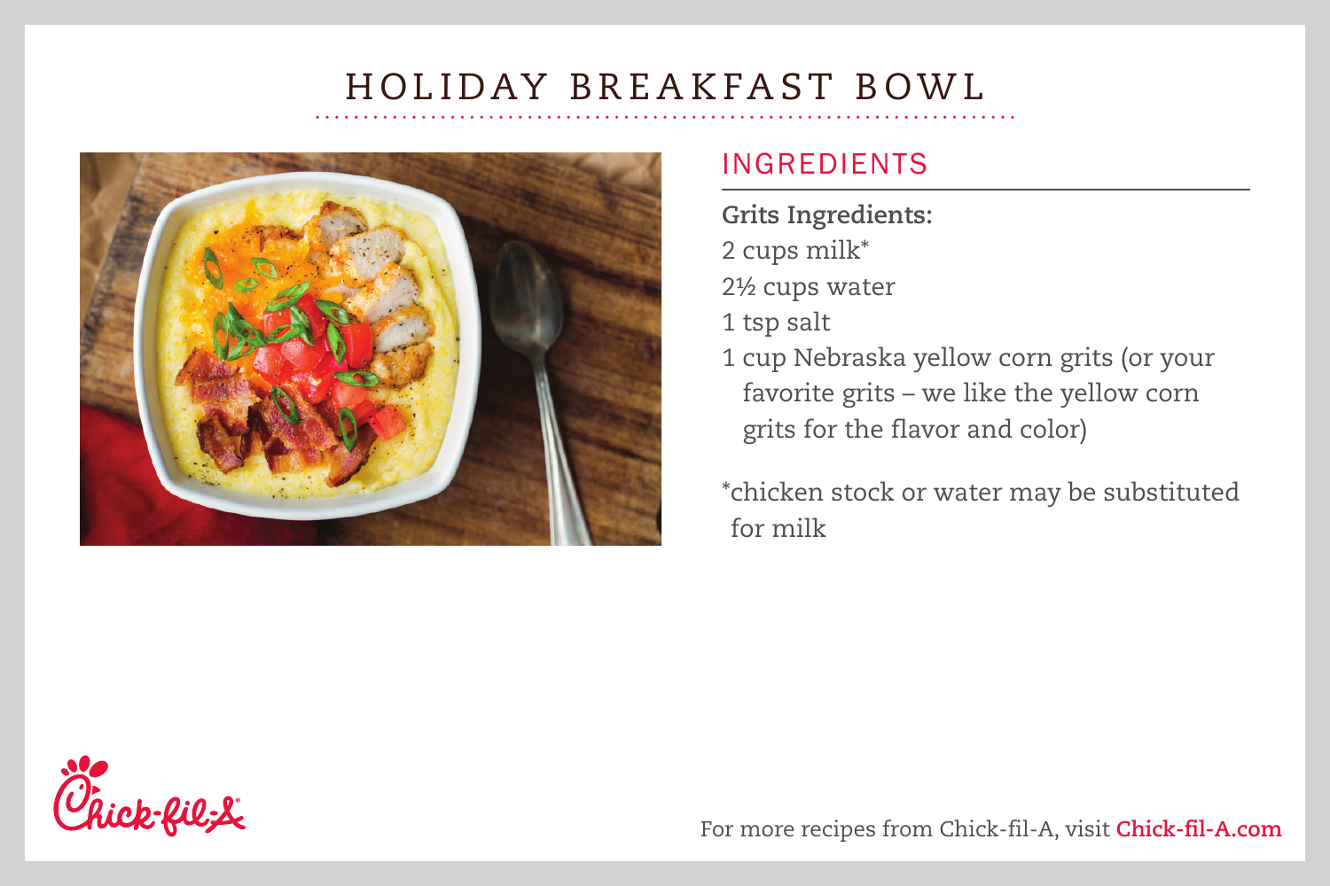# HOLIDAY BREAKFAST BOWL

## INGREDIENTS

**Grits Ingredients:**

2 cups milk*

2½ cups water

1 tsp salt

1 cup Nebraska yellow corn grits (or your favorite grits – we like the yellow corn grits for the flavor and color)

*chicken stock or water may be substituted for milk

For more recipes from Chick-fil-A, visit **Chick-fil-A.com**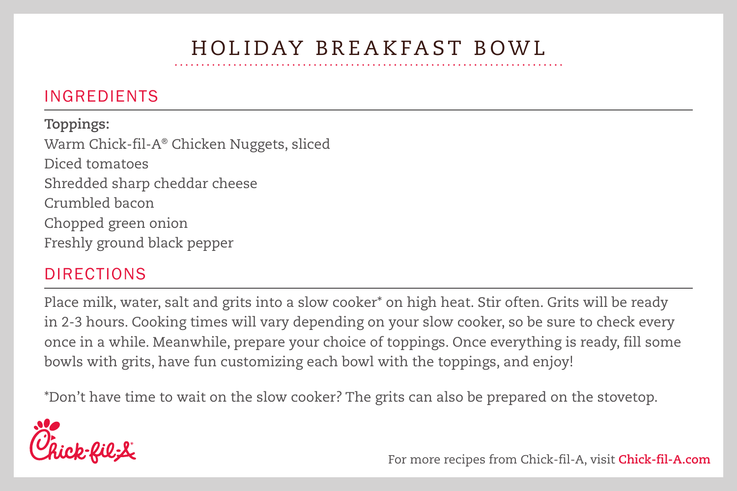# HOLIDAY BREAKFAST BOWL

## INGREDIENTS

**Toppings:**

Warm Chick-fil-A® Chicken Nuggets, sliced
Diced tomatoes
Shredded sharp cheddar cheese
Crumbled bacon
Chopped green onion
Freshly ground black pepper

## DIRECTIONS

Place milk, water, salt and grits into a slow cooker* on high heat. Stir often. Grits will be ready in 2-3 hours. Cooking times will vary depending on your slow cooker, so be sure to check every once in a while. Meanwhile, prepare your choice of toppings. Once everything is ready, fill some bowls with grits, have fun customizing each bowl with the toppings, and enjoy!

*Don't have time to wait on the slow cooker? The grits can also be prepared on the stovetop.

Chick-fil-A

For more recipes from Chick-fil-A, visit **Chick-fil-A.com**